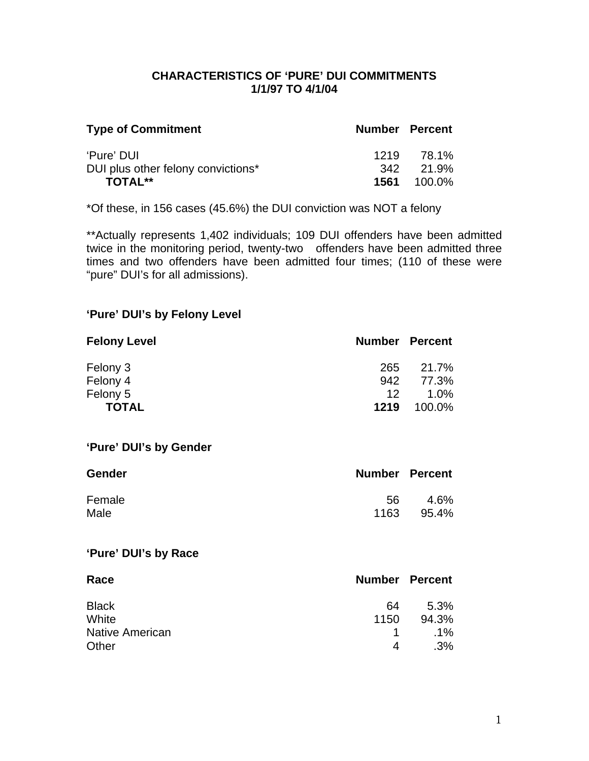# CHARACTERISTICS OF 'PURE' DUI COMMITMENTS
## 1/1/97 TO 4/1/04

| Type of Commitment | Number | Percent |
|---|---|---|
| 'Pure' DUI | 1219 | 78.1% |
| DUI plus other felony convictions* | 342 | 21.9% |
| **TOTAL**** | **1561** | 100.0% |

*Of these, in 156 cases (45.6%) the DUI conviction was NOT a felony

**Actually represents 1,402 individuals; 109 DUI offenders have been admitted twice in the monitoring period, twenty-two offenders have been admitted three times and two offenders have been admitted four times; (110 of these were "pure" DUI's for all admissions).

### 'Pure' DUI's by Felony Level

| Felony Level | Number | Percent |
|---|---|---|
| Felony 3 | 265 | 21.7% |
| Felony 4 | 942 | 77.3% |
| Felony 5 | 12 | 1.0% |
| **TOTAL** | **1219** | 100.0% |

### 'Pure' DUI's by Gender

| Gender | Number | Percent |
|---|---|---|
| Female | 56 | 4.6% |
| Male | 1163 | 95.4% |

### 'Pure' DUI's by Race

| Race | Number | Percent |
|---|---|---|
| Black | 64 | 5.3% |
| White | 1150 | 94.3% |
| Native American | 1 | .1% |
| Other | 4 | .3% |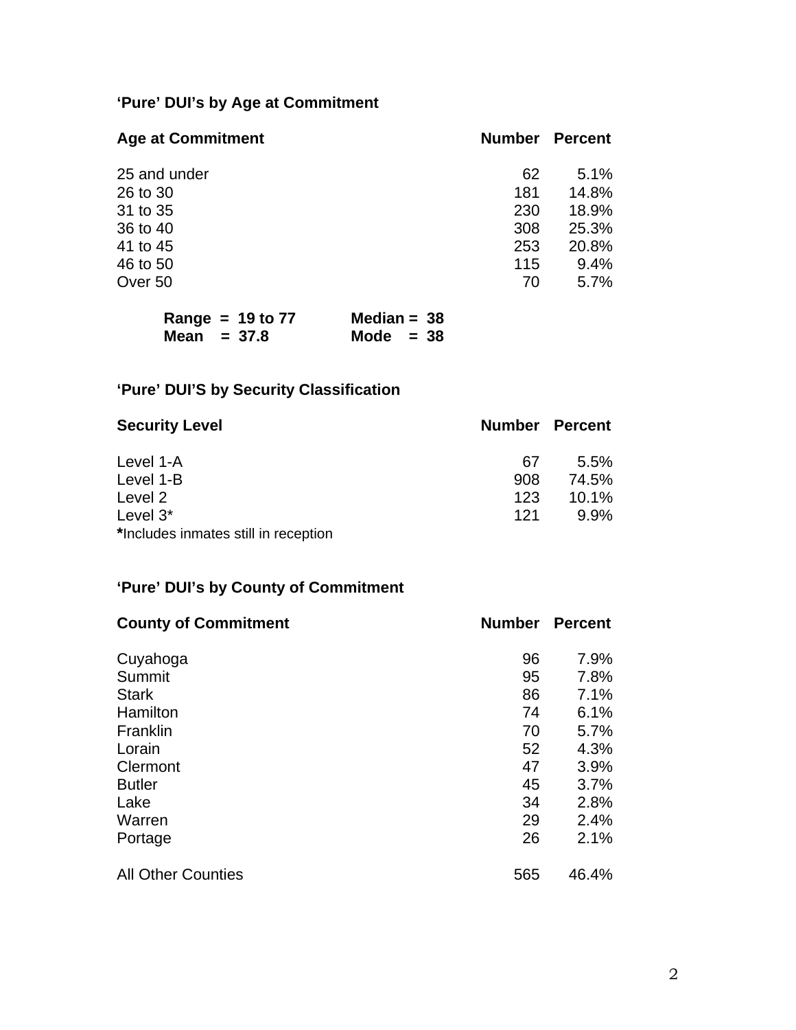### ‘Pure’ DUI’s by Age at Commitment

| Age at Commitment | Number | Percent |
|---|---|---|
| 25 and under | 62 | 5.1% |
| 26 to 30 | 181 | 14.8% |
| 31 to 35 | 230 | 18.9% |
| 36 to 40 | 308 | 25.3% |
| 41 to 45 | 253 | 20.8% |
| 46 to 50 | 115 | 9.4% |
| Over 50 | 70 | 5.7% |

**Range = 19 to 77** **Median = 38**
**Mean = 37.8** **Mode = 38**

### ‘Pure’ DUI’S by Security Classification

| Security Level | Number | Percent |
|---|---|---|
| Level 1-A | 67 | 5.5% |
| Level 1-B | 908 | 74.5% |
| Level 2 | 123 | 10.1% |
| Level 3* | 121 | 9.9% |

**\***Includes inmates still in reception

### ‘Pure’ DUI’s by County of Commitment

| County of Commitment | Number | Percent |
|---|---|---|
| Cuyahoga | 96 | 7.9% |
| Summit | 95 | 7.8% |
| Stark | 86 | 7.1% |
| Hamilton | 74 | 6.1% |
| Franklin | 70 | 5.7% |
| Lorain | 52 | 4.3% |
| Clermont | 47 | 3.9% |
| Butler | 45 | 3.7% |
| Lake | 34 | 2.8% |
| Warren | 29 | 2.4% |
| Portage | 26 | 2.1% |
| All Other Counties | 565 | 46.4% |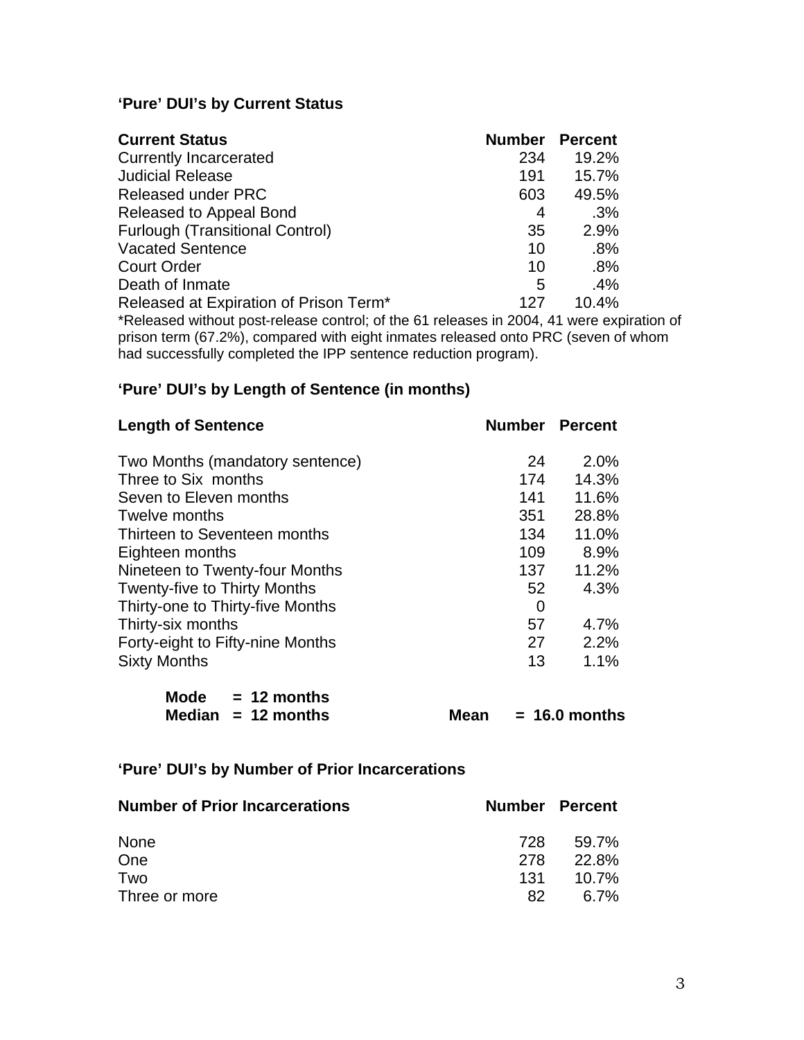### 'Pure' DUI's by Current Status

| Current Status | Number | Percent |
|---|---|---|
| Currently Incarcerated | 234 | 19.2% |
| Judicial Release | 191 | 15.7% |
| Released under PRC | 603 | 49.5% |
| Released to Appeal Bond | 4 | .3% |
| Furlough (Transitional Control) | 35 | 2.9% |
| Vacated Sentence | 10 | .8% |
| Court Order | 10 | .8% |
| Death of Inmate | 5 | .4% |
| Released at Expiration of Prison Term* | 127 | 10.4% |

*Released without post-release control; of the 61 releases in 2004, 41 were expiration of prison term (67.2%), compared with eight inmates released onto PRC (seven of whom had successfully completed the IPP sentence reduction program).

### 'Pure' DUI's by Length of Sentence (in months)

| Length of Sentence | Number | Percent |
|---|---|---|
| Two Months (mandatory sentence) | 24 | 2.0% |
| Three to Six months | 174 | 14.3% |
| Seven to Eleven months | 141 | 11.6% |
| Twelve months | 351 | 28.8% |
| Thirteen to Seventeen months | 134 | 11.0% |
| Eighteen months | 109 | 8.9% |
| Nineteen to Twenty-four Months | 137 | 11.2% |
| Twenty-five to Thirty Months | 52 | 4.3% |
| Thirty-one to Thirty-five Months | 0 | |
| Thirty-six months | 57 | 4.7% |
| Forty-eight to Fifty-nine Months | 27 | 2.2% |
| Sixty Months | 13 | 1.1% |

**Mode = 12 months**
**Median = 12 months** **Mean = 16.0 months**

### 'Pure' DUI's by Number of Prior Incarcerations

| Number of Prior Incarcerations | Number | Percent |
|---|---|---|
| None | 728 | 59.7% |
| One | 278 | 22.8% |
| Two | 131 | 10.7% |
| Three or more | 82 | 6.7% |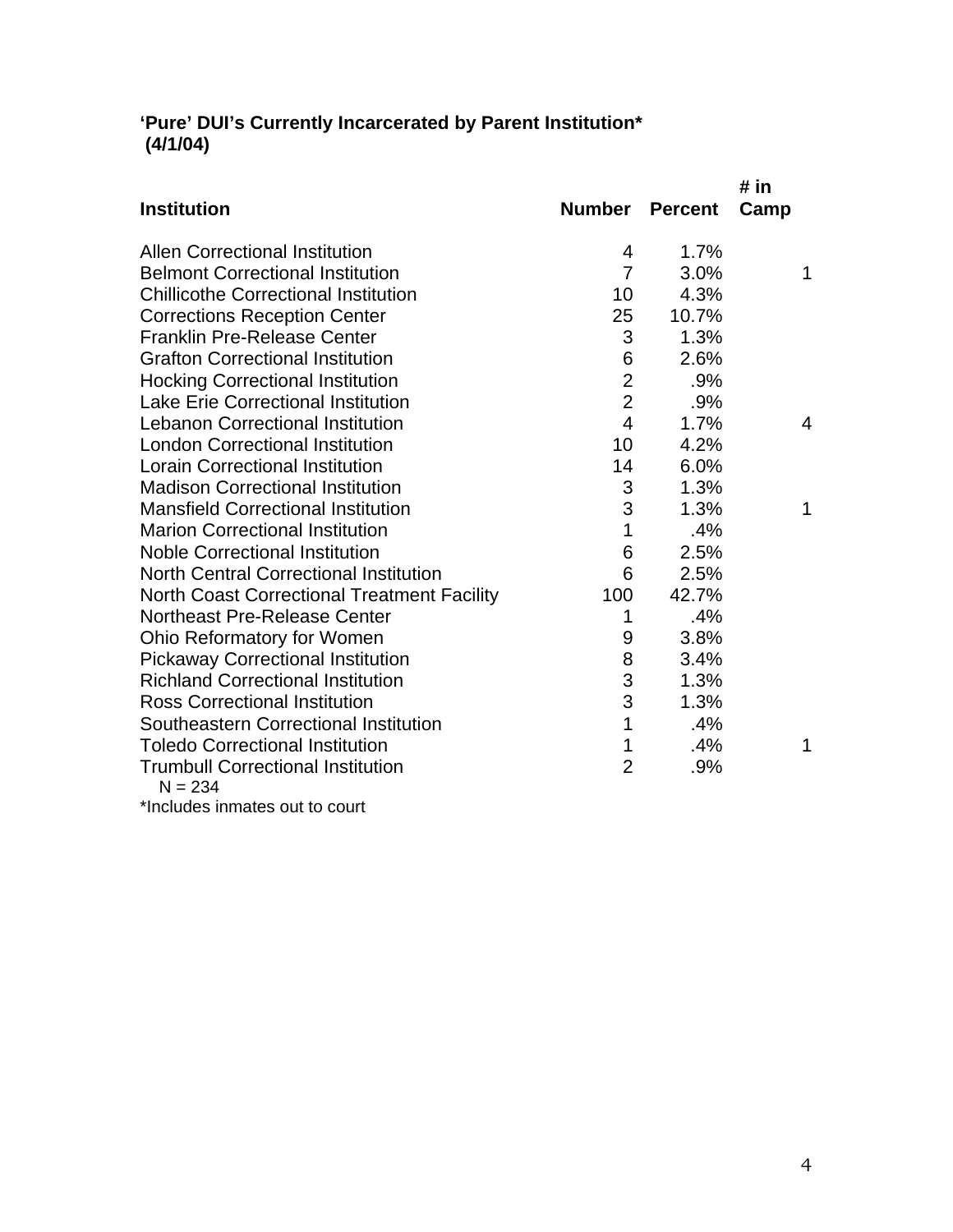**'Pure' DUI's Currently Incarcerated by Parent Institution***
**(4/1/04)**

| Institution | Number | Percent | # in Camp |
|---|---|---|---|
| Allen Correctional Institution | 4 | 1.7% | |
| Belmont Correctional Institution | 7 | 3.0% | 1 |
| Chillicothe Correctional Institution | 10 | 4.3% | |
| Corrections Reception Center | 25 | 10.7% | |
| Franklin Pre-Release Center | 3 | 1.3% | |
| Grafton Correctional Institution | 6 | 2.6% | |
| Hocking Correctional Institution | 2 | .9% | |
| Lake Erie Correctional Institution | 2 | .9% | |
| Lebanon Correctional Institution | 4 | 1.7% | 4 |
| London Correctional Institution | 10 | 4.2% | |
| Lorain Correctional Institution | 14 | 6.0% | |
| Madison Correctional Institution | 3 | 1.3% | |
| Mansfield Correctional Institution | 3 | 1.3% | 1 |
| Marion Correctional Institution | 1 | .4% | |
| Noble Correctional Institution | 6 | 2.5% | |
| North Central Correctional Institution | 6 | 2.5% | |
| North Coast Correctional Treatment Facility | 100 | 42.7% | |
| Northeast Pre-Release Center | 1 | .4% | |
| Ohio Reformatory for Women | 9 | 3.8% | |
| Pickaway Correctional Institution | 8 | 3.4% | |
| Richland Correctional Institution | 3 | 1.3% | |
| Ross Correctional Institution | 3 | 1.3% | |
| Southeastern Correctional Institution | 1 | .4% | |
| Toledo Correctional Institution | 1 | .4% | 1 |
| Trumbull Correctional Institution | 2 | .9% | |

N = 234

*Includes inmates out to court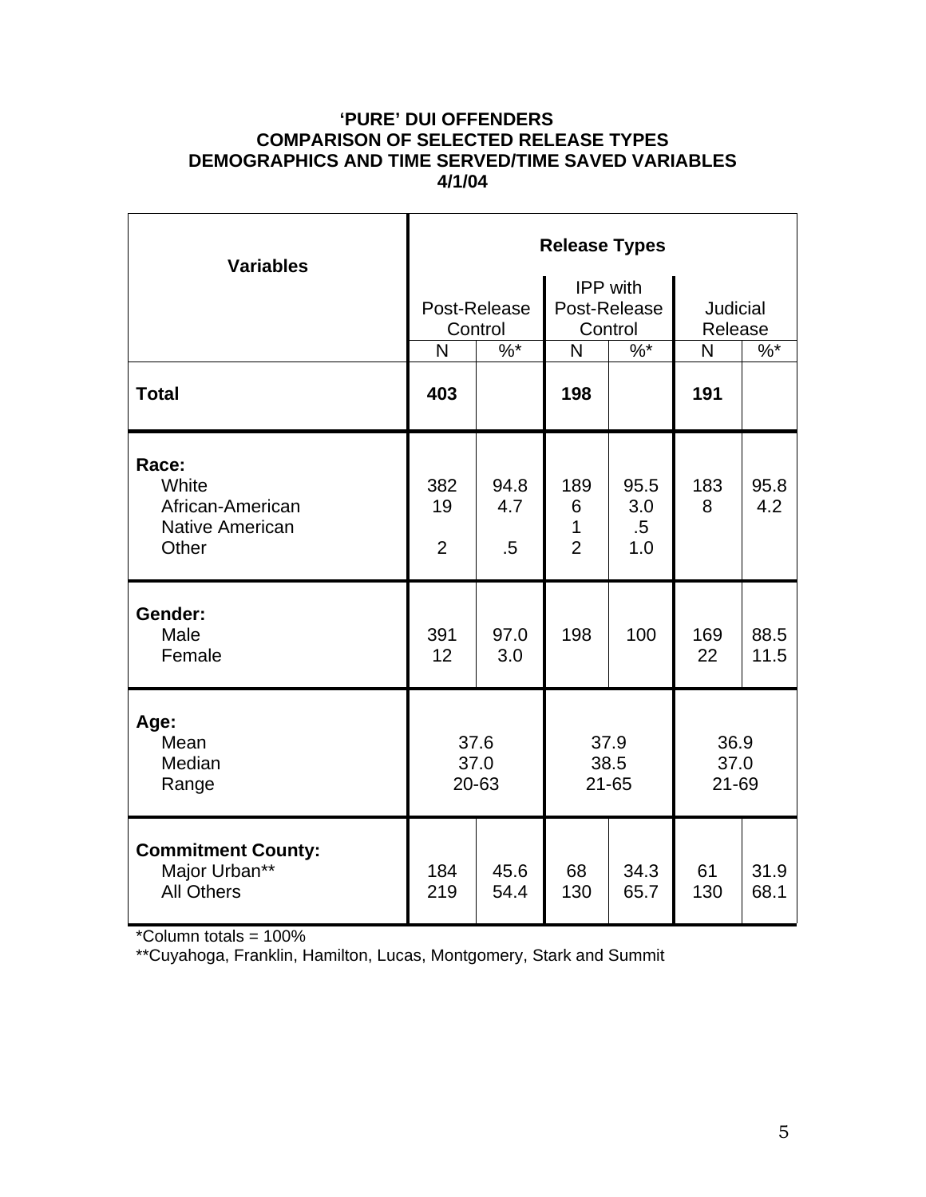**'PURE' DUI OFFENDERS**
**COMPARISON OF SELECTED RELEASE TYPES**
**DEMOGRAPHICS AND TIME SERVED/TIME SAVED VARIABLES**
**4/1/04**

| Variables | Release Types | | | | | |
|---|---|---|---|---|---|---|
| | Post-Release Control | | IPP with Post-Release Control | | Judicial Release | |
| | N | %* | N | %* | N | %* |
| **Total** | **403** | | **198** | | **191** | |
| **Race:** | | | | | | |
| White | 382 | 94.8 | 189 | 95.5 | 183 | 95.8 |
| African-American | 19 | 4.7 | 6 | 3.0 | 8 | 4.2 |
| Native American | | | 1 | .5 | | |
| Other | 2 | .5 | 2 | 1.0 | | |
| **Gender:** | | | | | | |
| Male | 391 | 97.0 | 198 | 100 | 169 | 88.5 |
| Female | 12 | 3.0 | | | 22 | 11.5 |
| **Age:** | | | | | | |
| Mean | 37.6 | | 37.9 | | 36.9 | |
| Median | 37.0 | | 38.5 | | 37.0 | |
| Range | 20-63 | | 21-65 | | 21-69 | |
| **Commitment County:** | | | | | | |
| Major Urban** | 184 | 45.6 | 68 | 34.3 | 61 | 31.9 |
| All Others | 219 | 54.4 | 130 | 65.7 | 130 | 68.1 |

*Column totals = 100%
**Cuyahoga, Franklin, Hamilton, Lucas, Montgomery, Stark and Summit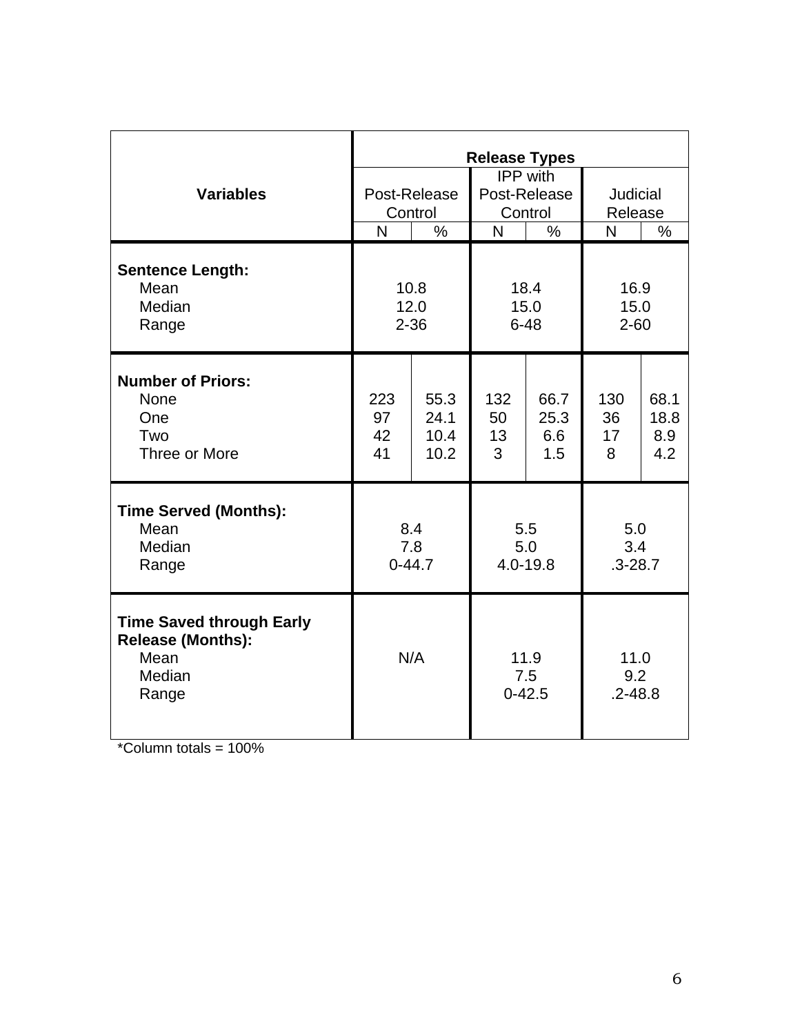| Variables | Release Types | | | | | |
|---|---|---|---|---|---|---|
| | Post-Release Control | | IPP with Post-Release Control | | Judicial Release | |
| | N | % | N | % | N | % |
| **Sentence Length:** | | | | | | |
| Mean | 10.8 | | 18.4 | | 16.9 | |
| Median | 12.0 | | 15.0 | | 15.0 | |
| Range | 2-36 | | 6-48 | | 2-60 | |
| **Number of Priors:** | | | | | | |
| None | 223 | 55.3 | 132 | 66.7 | 130 | 68.1 |
| One | 97 | 24.1 | 50 | 25.3 | 36 | 18.8 |
| Two | 42 | 10.4 | 13 | 6.6 | 17 | 8.9 |
| Three or More | 41 | 10.2 | 3 | 1.5 | 8 | 4.2 |
| **Time Served (Months):** | | | | | | |
| Mean | 8.4 | | 5.5 | | 5.0 | |
| Median | 7.8 | | 5.0 | | 3.4 | |
| Range | 0-44.7 | | 4.0-19.8 | | .3-28.7 | |
| **Time Saved through Early Release (Months):** | | | | | | |
| Mean | N/A | | 11.9 | | 11.0 | |
| Median | | | 7.5 | | 9.2 | |
| Range | | | 0-42.5 | | .2-48.8 | |

*Column totals = 100%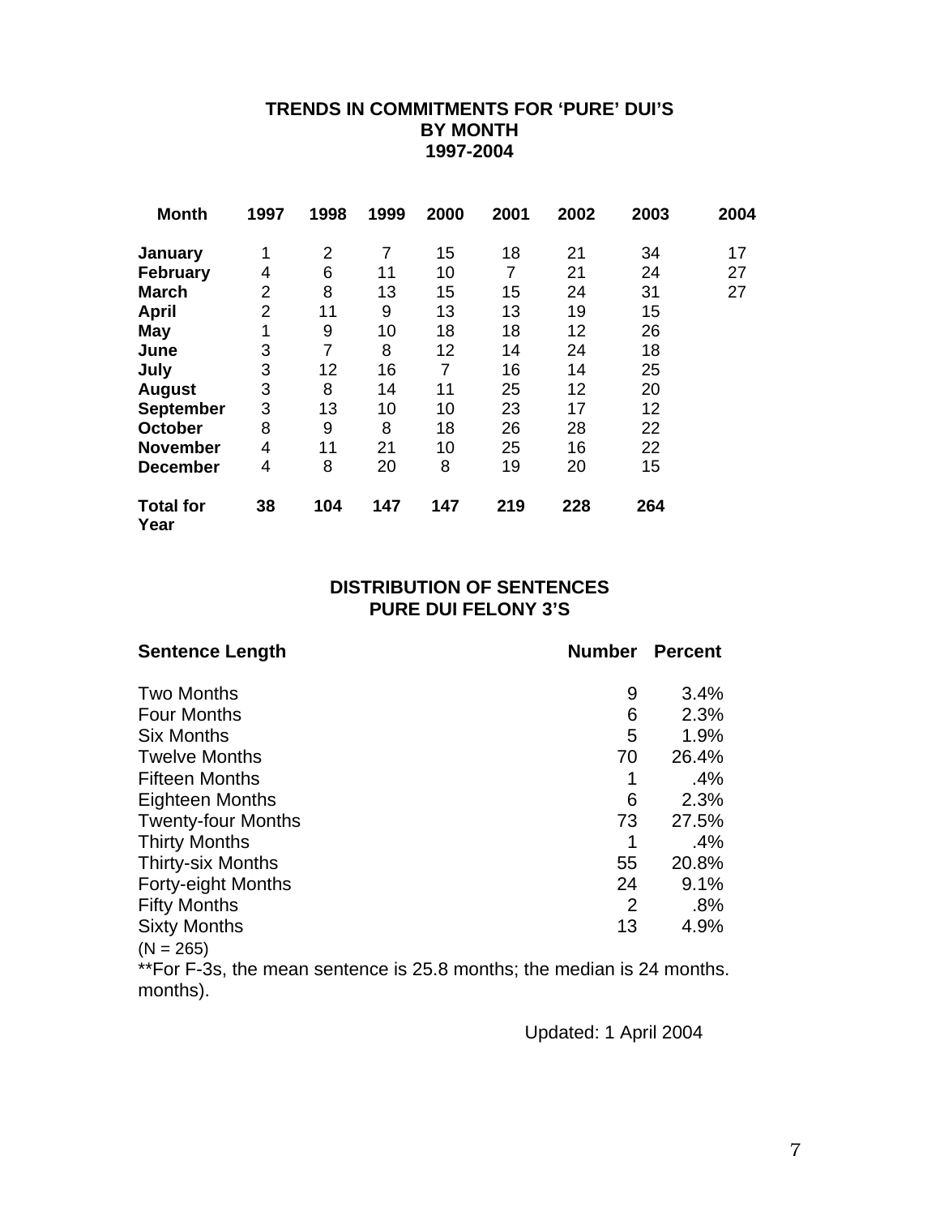## TRENDS IN COMMITMENTS FOR 'PURE' DUI'S
## BY MONTH
## 1997-2004

| Month | 1997 | 1998 | 1999 | 2000 | 2001 | 2002 | 2003 | 2004 |
|---|---|---|---|---|---|---|---|---|
| **January** | 1 | 2 | 7 | 15 | 18 | 21 | 34 | 17 |
| **February** | 4 | 6 | 11 | 10 | 7 | 21 | 24 | 27 |
| **March** | 2 | 8 | 13 | 15 | 15 | 24 | 31 | 27 |
| **April** | 2 | 11 | 9 | 13 | 13 | 19 | 15 | |
| **May** | 1 | 9 | 10 | 18 | 18 | 12 | 26 | |
| **June** | 3 | 7 | 8 | 12 | 14 | 24 | 18 | |
| **July** | 3 | 12 | 16 | 7 | 16 | 14 | 25 | |
| **August** | 3 | 8 | 14 | 11 | 25 | 12 | 20 | |
| **September** | 3 | 13 | 10 | 10 | 23 | 17 | 12 | |
| **October** | 8 | 9 | 8 | 18 | 26 | 28 | 22 | |
| **November** | 4 | 11 | 21 | 10 | 25 | 16 | 22 | |
| **December** | 4 | 8 | 20 | 8 | 19 | 20 | 15 | |
| **Total for Year** | **38** | **104** | **147** | **147** | **219** | **228** | **264** | |

## DISTRIBUTION OF SENTENCES
## PURE DUI FELONY 3'S

| Sentence Length | Number | Percent |
|---|---|---|
| Two Months | 9 | 3.4% |
| Four Months | 6 | 2.3% |
| Six Months | 5 | 1.9% |
| Twelve Months | 70 | 26.4% |
| Fifteen Months | 1 | .4% |
| Eighteen Months | 6 | 2.3% |
| Twenty-four Months | 73 | 27.5% |
| Thirty Months | 1 | .4% |
| Thirty-six Months | 55 | 20.8% |
| Forty-eight Months | 24 | 9.1% |
| Fifty Months | 2 | .8% |
| Sixty Months | 13 | 4.9% |

(N = 265)

**For F-3s, the mean sentence is 25.8 months; the median is 24 months. months).

Updated: 1 April 2004